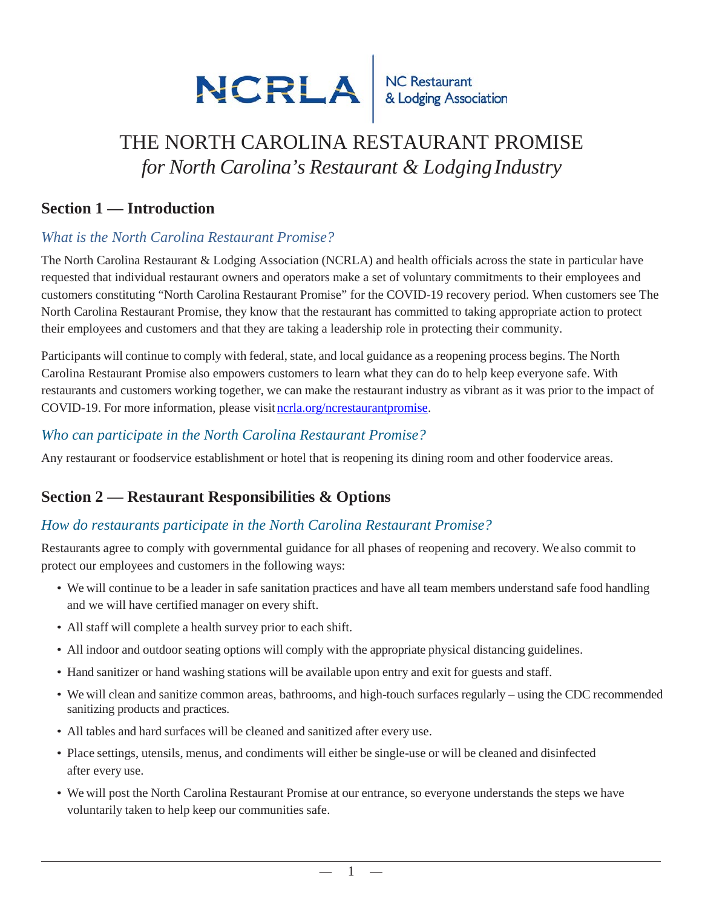NCRLA | NC Restaurant & Lodging Association

# THE NORTH CAROLINA RESTAURANT PROMISE

*for North Carolina's Restaurant & Lodging Industry*

## Section 1 — Introduction

### *What is the North Carolina Restaurant Promise?*

The North Carolina Restaurant & Lodging Association (NCRLA) and health officials across the state in particular have requested that individual restaurant owners and operators make a set of voluntary commitments to their employees and customers constituting "North Carolina Restaurant Promise" for the COVID-19 recovery period. When customers see The North Carolina Restaurant Promise, they know that the restaurant has committed to taking appropriate action to protect their employees and customers and that they are taking a leadership role in protecting their community.

Participants will continue to comply with federal, state, and local guidance as a reopening process begins. The North Carolina Restaurant Promise also empowers customers to learn what they can do to help keep everyone safe. With restaurants and customers working together, we can make the restaurant industry as vibrant as it was prior to the impact of COVID-19. For more information, please visit ncrla.org/ncrestaurantpromise.

### *Who can participate in the North Carolina Restaurant Promise?*

Any restaurant or foodservice establishment or hotel that is reopening its dining room and other foodervice areas.

## Section 2 — Restaurant Responsibilities & Options

### *How do restaurants participate in the North Carolina Restaurant Promise?*

Restaurants agree to comply with governmental guidance for all phases of reopening and recovery. We also commit to protect our employees and customers in the following ways:

- We will continue to be a leader in safe sanitation practices and have all team members understand safe food handling and we will have certified manager on every shift.
- All staff will complete a health survey prior to each shift.
- All indoor and outdoor seating options will comply with the appropriate physical distancing guidelines.
- Hand sanitizer or hand washing stations will be available upon entry and exit for guests and staff.
- We will clean and sanitize common areas, bathrooms, and high-touch surfaces regularly – using the CDC recommended sanitizing products and practices.
- All tables and hard surfaces will be cleaned and sanitized after every use.
- Place settings, utensils, menus, and condiments will either be single-use or will be cleaned and disinfected after every use.
- We will post the North Carolina Restaurant Promise at our entrance, so everyone understands the steps we have voluntarily taken to help keep our communities safe.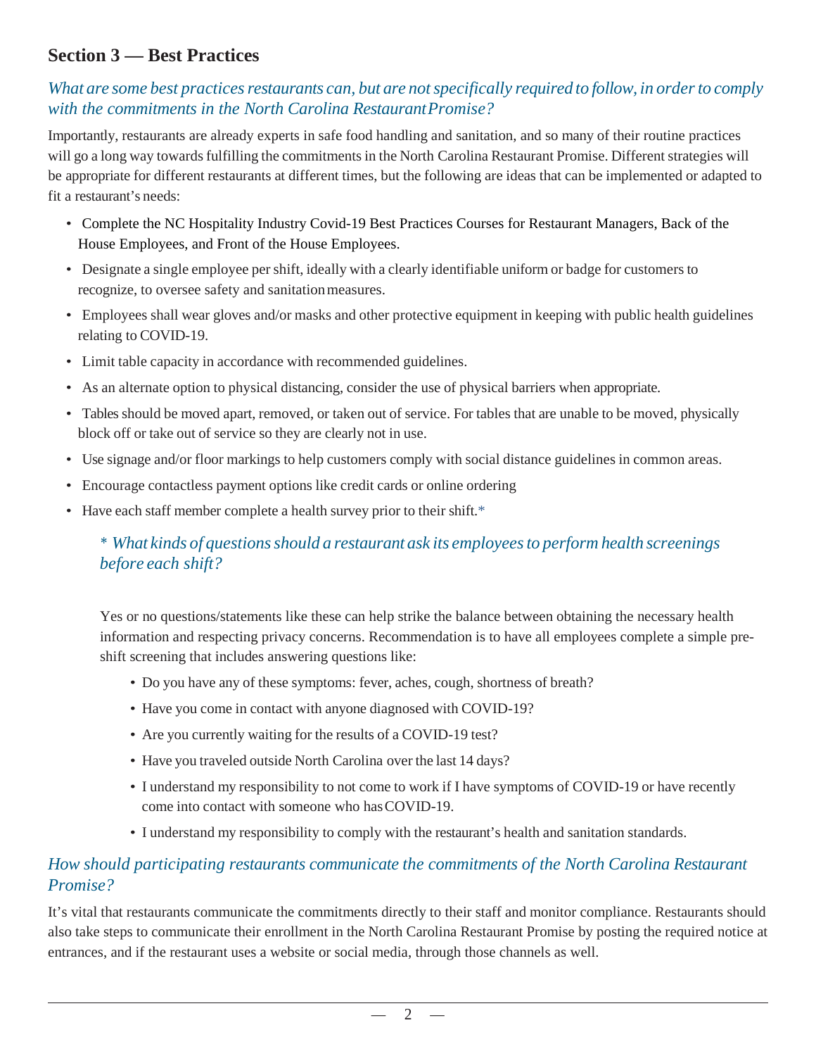## Section 3 — Best Practices

*What are some best practices restaurants can, but are not specifically required to follow, in order to comply with the commitments in the North Carolina Restaurant Promise?*

Importantly, restaurants are already experts in safe food handling and sanitation, and so many of their routine practices will go a long way towards fulfilling the commitments in the North Carolina Restaurant Promise. Different strategies will be appropriate for different restaurants at different times, but the following are ideas that can be implemented or adapted to fit a restaurant's needs:

- Complete the NC Hospitality Industry Covid-19 Best Practices Courses for Restaurant Managers, Back of the House Employees, and Front of the House Employees.
- Designate a single employee per shift, ideally with a clearly identifiable uniform or badge for customers to recognize, to oversee safety and sanitation measures.
- Employees shall wear gloves and/or masks and other protective equipment in keeping with public health guidelines relating to COVID-19.
- Limit table capacity in accordance with recommended guidelines.
- As an alternate option to physical distancing, consider the use of physical barriers when appropriate.
- Tables should be moved apart, removed, or taken out of service. For tables that are unable to be moved, physically block off or take out of service so they are clearly not in use.
- Use signage and/or floor markings to help customers comply with social distance guidelines in common areas.
- Encourage contactless payment options like credit cards or online ordering
- Have each staff member complete a health survey prior to their shift.*

> *\* What kinds of questions should a restaurant ask its employees to perform health screenings before each shift?*
>
> Yes or no questions/statements like these can help strike the balance between obtaining the necessary health information and respecting privacy concerns. Recommendation is to have all employees complete a simple pre-shift screening that includes answering questions like:
>
> - Do you have any of these symptoms: fever, aches, cough, shortness of breath?
> - Have you come in contact with anyone diagnosed with COVID-19?
> - Are you currently waiting for the results of a COVID-19 test?
> - Have you traveled outside North Carolina over the last 14 days?
> - I understand my responsibility to not come to work if I have symptoms of COVID-19 or have recently come into contact with someone who has COVID-19.
> - I understand my responsibility to comply with the restaurant's health and sanitation standards.

*How should participating restaurants communicate the commitments of the North Carolina Restaurant Promise?*

It's vital that restaurants communicate the commitments directly to their staff and monitor compliance. Restaurants should also take steps to communicate their enrollment in the North Carolina Restaurant Promise by posting the required notice at entrances, and if the restaurant uses a website or social media, through those channels as well.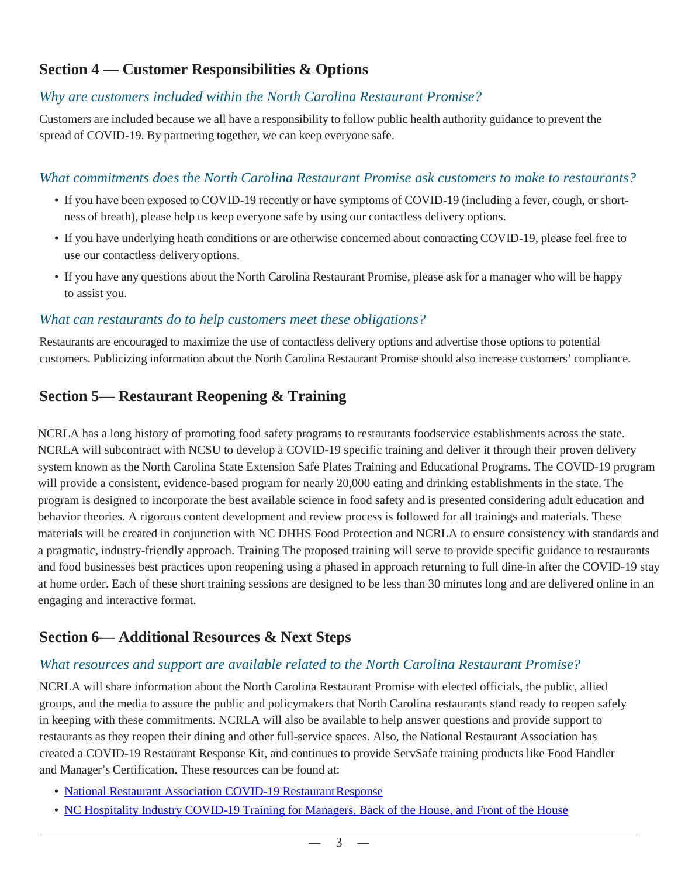## Section 4 — Customer Responsibilities & Options

### *Why are customers included within the North Carolina Restaurant Promise?*

Customers are included because we all have a responsibility to follow public health authority guidance to prevent the spread of COVID-19. By partnering together, we can keep everyone safe.

### *What commitments does the North Carolina Restaurant Promise ask customers to make to restaurants?*

- If you have been exposed to COVID-19 recently or have symptoms of COVID-19 (including a fever, cough, or shortness of breath), please help us keep everyone safe by using our contactless delivery options.
- If you have underlying heath conditions or are otherwise concerned about contracting COVID-19, please feel free to use our contactless delivery options.
- If you have any questions about the North Carolina Restaurant Promise, please ask for a manager who will be happy to assist you.

### *What can restaurants do to help customers meet these obligations?*

Restaurants are encouraged to maximize the use of contactless delivery options and advertise those options to potential customers. Publicizing information about the North Carolina Restaurant Promise should also increase customers' compliance.

## Section 5— Restaurant Reopening & Training

NCRLA has a long history of promoting food safety programs to restaurants foodservice establishments across the state. NCRLA will subcontract with NCSU to develop a COVID-19 specific training and deliver it through their proven delivery system known as the North Carolina State Extension Safe Plates Training and Educational Programs. The COVID-19 program will provide a consistent, evidence-based program for nearly 20,000 eating and drinking establishments in the state. The program is designed to incorporate the best available science in food safety and is presented considering adult education and behavior theories. A rigorous content development and review process is followed for all trainings and materials. These materials will be created in conjunction with NC DHHS Food Protection and NCRLA to ensure consistency with standards and a pragmatic, industry-friendly approach. Training The proposed training will serve to provide specific guidance to restaurants and food businesses best practices upon reopening using a phased in approach returning to full dine-in after the COVID-19 stay at home order. Each of these short training sessions are designed to be less than 30 minutes long and are delivered online in an engaging and interactive format.

## Section 6— Additional Resources & Next Steps

### *What resources and support are available related to the North Carolina Restaurant Promise?*

NCRLA will share information about the North Carolina Restaurant Promise with elected officials, the public, allied groups, and the media to assure the public and policymakers that North Carolina restaurants stand ready to reopen safely in keeping with these commitments. NCRLA will also be available to help answer questions and provide support to restaurants as they reopen their dining and other full-service spaces. Also, the National Restaurant Association has created a COVID-19 Restaurant Response Kit, and continues to provide ServSafe training products like Food Handler and Manager's Certification. These resources can be found at:

- National Restaurant Association COVID-19 Restaurant Response
- NC Hospitality Industry COVID-19 Training for Managers, Back of the House, and Front of the House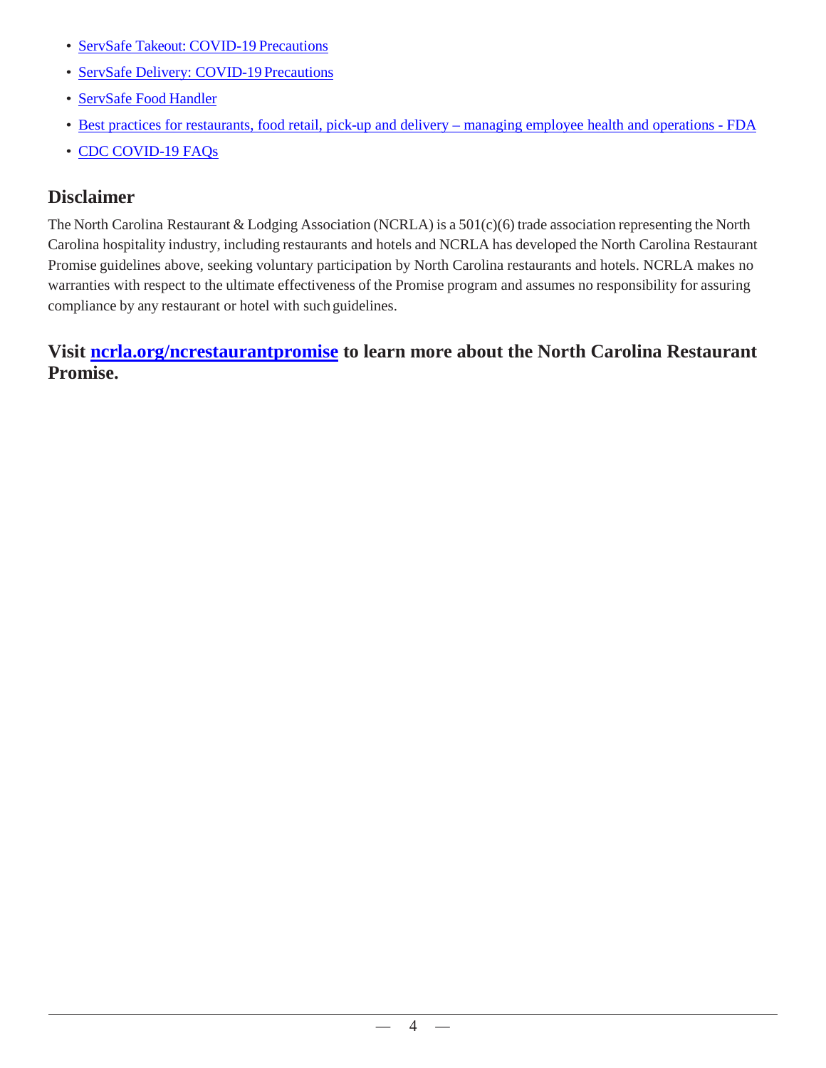- ServSafe Takeout: COVID-19 Precautions
- ServSafe Delivery: COVID-19 Precautions
- ServSafe Food Handler
- Best practices for restaurants, food retail, pick-up and delivery – managing employee health and operations - FDA
- CDC COVID-19 FAQs

## Disclaimer

The North Carolina Restaurant & Lodging Association (NCRLA) is a 501(c)(6) trade association representing the North Carolina hospitality industry, including restaurants and hotels and NCRLA has developed the North Carolina Restaurant Promise guidelines above, seeking voluntary participation by North Carolina restaurants and hotels. NCRLA makes no warranties with respect to the ultimate effectiveness of the Promise program and assumes no responsibility for assuring compliance by any restaurant or hotel with such guidelines.

## Visit ncrla.org/ncrestaurantpromise to learn more about the North Carolina Restaurant Promise.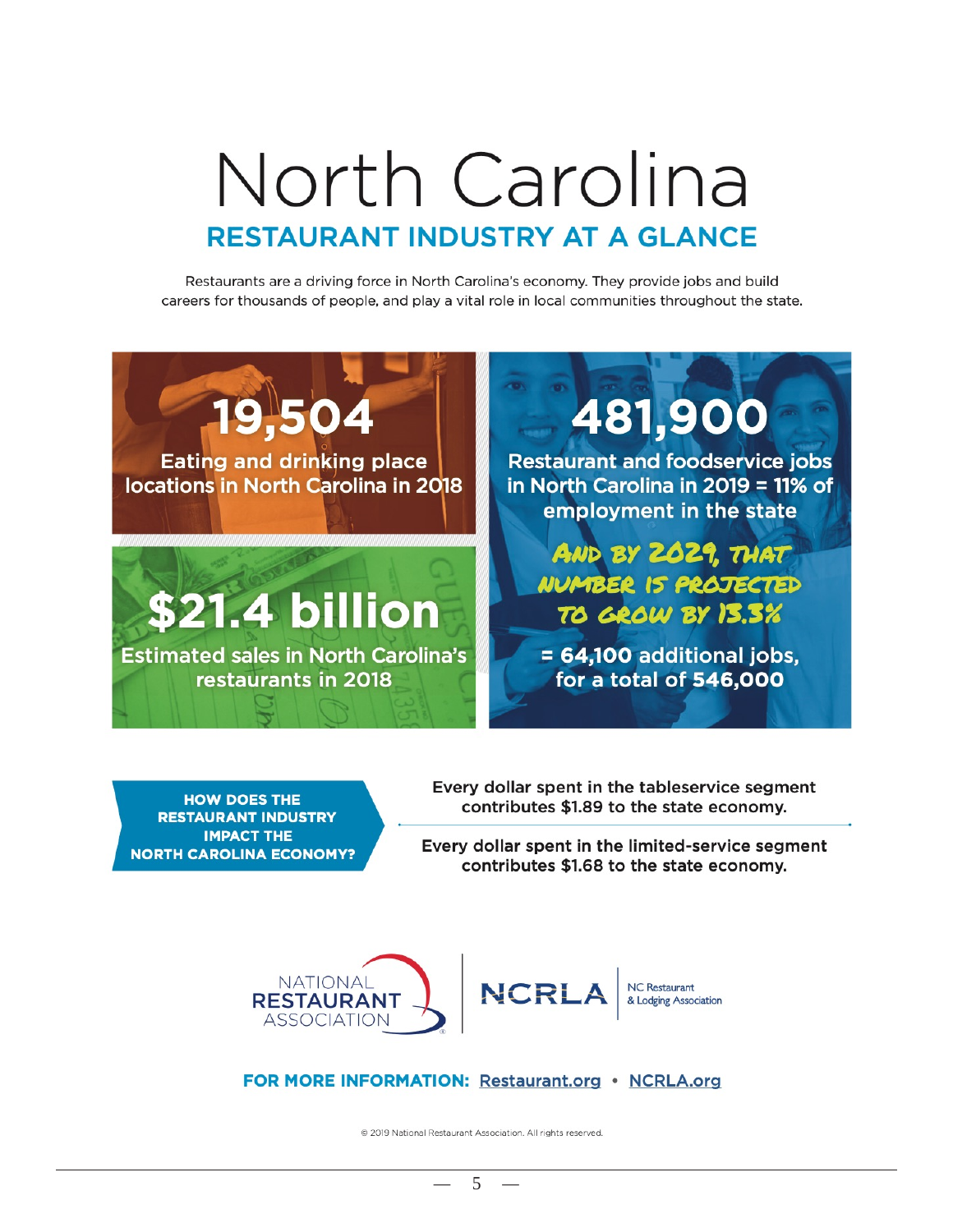# North Carolina

## RESTAURANT INDUSTRY AT A GLANCE

Restaurants are a driving force in North Carolina's economy. They provide jobs and build careers for thousands of people, and play a vital role in local communities throughout the state.

**19,504**

**Eating and drinking place locations in North Carolina in 2018**

**$21.4 billion**

**Estimated sales in North Carolina's restaurants in 2018**

**481,900**

**Restaurant and foodservice jobs in North Carolina in 2019 = 11% of employment in the state**

AND BY 2029, THAT NUMBER IS PROJECTED TO GROW BY 13.3%

**= 64,100 additional jobs, for a total of 546,000**

**HOW DOES THE RESTAURANT INDUSTRY IMPACT THE NORTH CAROLINA ECONOMY?**

**Every dollar spent in the tableservice segment contributes $1.89 to the state economy.**

**Every dollar spent in the limited-service segment contributes $1.68 to the state economy.**

NATIONAL RESTAURANT ASSOCIATION

NCRLA NC Restaurant & Lodging Association

**FOR MORE INFORMATION:** Restaurant.org • NCRLA.org

© 2019 National Restaurant Association. All rights reserved.